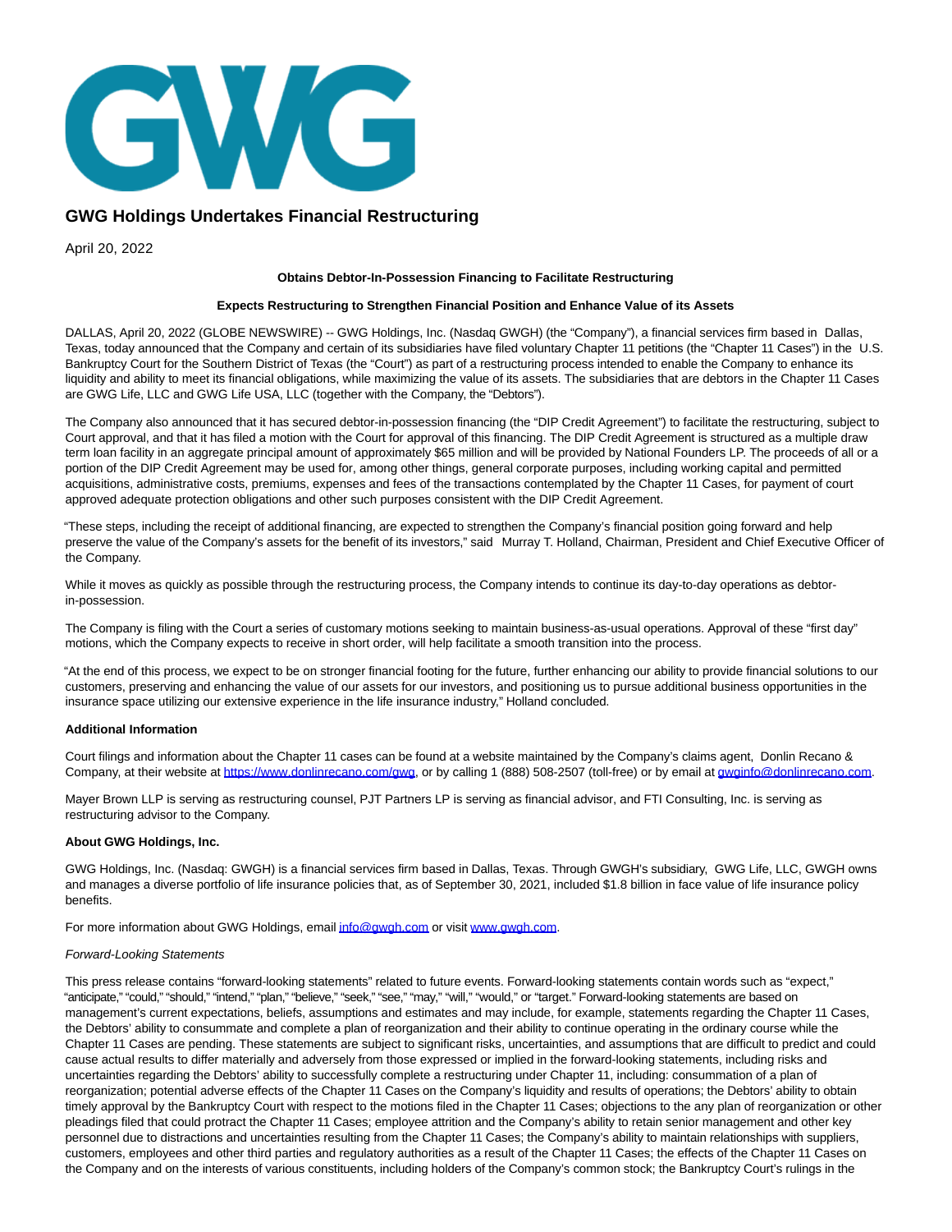# GWG Holdings Undertakes Financial Restructuring

April 20, 2022

**Obtains Debtor-In-Possession Financing to Facilitate Restructuring**

**Expects Restructuring to Strengthen Financial Position and Enhance Value of its Assets**

DALLAS, April 20, 2022 (GLOBE NEWSWIRE) -- GWG Holdings, Inc. (Nasdaq GWGH) (the "Company"), a financial services firm based in Dallas, Texas, today announced that the Company and certain of its subsidiaries have filed voluntary Chapter 11 petitions (the "Chapter 11 Cases") in the U.S. Bankruptcy Court for the Southern District of Texas (the "Court") as part of a restructuring process intended to enable the Company to enhance its liquidity and ability to meet its financial obligations, while maximizing the value of its assets. The subsidiaries that are debtors in the Chapter 11 Cases are GWG Life, LLC and GWG Life USA, LLC (together with the Company, the "Debtors").

The Company also announced that it has secured debtor-in-possession financing (the "DIP Credit Agreement") to facilitate the restructuring, subject to Court approval, and that it has filed a motion with the Court for approval of this financing. The DIP Credit Agreement is structured as a multiple draw term loan facility in an aggregate principal amount of approximately $65 million and will be provided by National Founders LP. The proceeds of all or a portion of the DIP Credit Agreement may be used for, among other things, general corporate purposes, including working capital and permitted acquisitions, administrative costs, premiums, expenses and fees of the transactions contemplated by the Chapter 11 Cases, for payment of court approved adequate protection obligations and other such purposes consistent with the DIP Credit Agreement.

"These steps, including the receipt of additional financing, are expected to strengthen the Company's financial position going forward and help preserve the value of the Company's assets for the benefit of its investors," said Murray T. Holland, Chairman, President and Chief Executive Officer of the Company.

While it moves as quickly as possible through the restructuring process, the Company intends to continue its day-to-day operations as debtor-in-possession.

The Company is filing with the Court a series of customary motions seeking to maintain business-as-usual operations. Approval of these "first day" motions, which the Company expects to receive in short order, will help facilitate a smooth transition into the process.

"At the end of this process, we expect to be on stronger financial footing for the future, further enhancing our ability to provide financial solutions to our customers, preserving and enhancing the value of our assets for our investors, and positioning us to pursue additional business opportunities in the insurance space utilizing our extensive experience in the life insurance industry," Holland concluded.

**Additional Information**

Court filings and information about the Chapter 11 cases can be found at a website maintained by the Company's claims agent, Donlin Recano & Company, at their website at https://www.donlinrecano.com/gwg, or by calling 1 (888) 508-2507 (toll-free) or by email at gwginfo@donlinrecano.com.

Mayer Brown LLP is serving as restructuring counsel, PJT Partners LP is serving as financial advisor, and FTI Consulting, Inc. is serving as restructuring advisor to the Company.

**About GWG Holdings, Inc.**

GWG Holdings, Inc. (Nasdaq: GWGH) is a financial services firm based in Dallas, Texas. Through GWGH's subsidiary, GWG Life, LLC, GWGH owns and manages a diverse portfolio of life insurance policies that, as of September 30, 2021, included $1.8 billion in face value of life insurance policy benefits.

For more information about GWG Holdings, email info@gwgh.com or visit www.gwgh.com.

*Forward-Looking Statements*

This press release contains "forward-looking statements" related to future events. Forward-looking statements contain words such as "expect," "anticipate," "could," "should," "intend," "plan," "believe," "seek," "see," "may," "will," "would," or "target." Forward-looking statements are based on management's current expectations, beliefs, assumptions and estimates and may include, for example, statements regarding the Chapter 11 Cases, the Debtors' ability to consummate and complete a plan of reorganization and their ability to continue operating in the ordinary course while the Chapter 11 Cases are pending. These statements are subject to significant risks, uncertainties, and assumptions that are difficult to predict and could cause actual results to differ materially and adversely from those expressed or implied in the forward-looking statements, including risks and uncertainties regarding the Debtors' ability to successfully complete a restructuring under Chapter 11, including: consummation of a plan of reorganization; potential adverse effects of the Chapter 11 Cases on the Company's liquidity and results of operations; the Debtors' ability to obtain timely approval by the Bankruptcy Court with respect to the motions filed in the Chapter 11 Cases; objections to the any plan of reorganization or other pleadings filed that could protract the Chapter 11 Cases; employee attrition and the Company's ability to retain senior management and other key personnel due to distractions and uncertainties resulting from the Chapter 11 Cases; the Company's ability to maintain relationships with suppliers, customers, employees and other third parties and regulatory authorities as a result of the Chapter 11 Cases; the effects of the Chapter 11 Cases on the Company and on the interests of various constituents, including holders of the Company's common stock; the Bankruptcy Court's rulings in the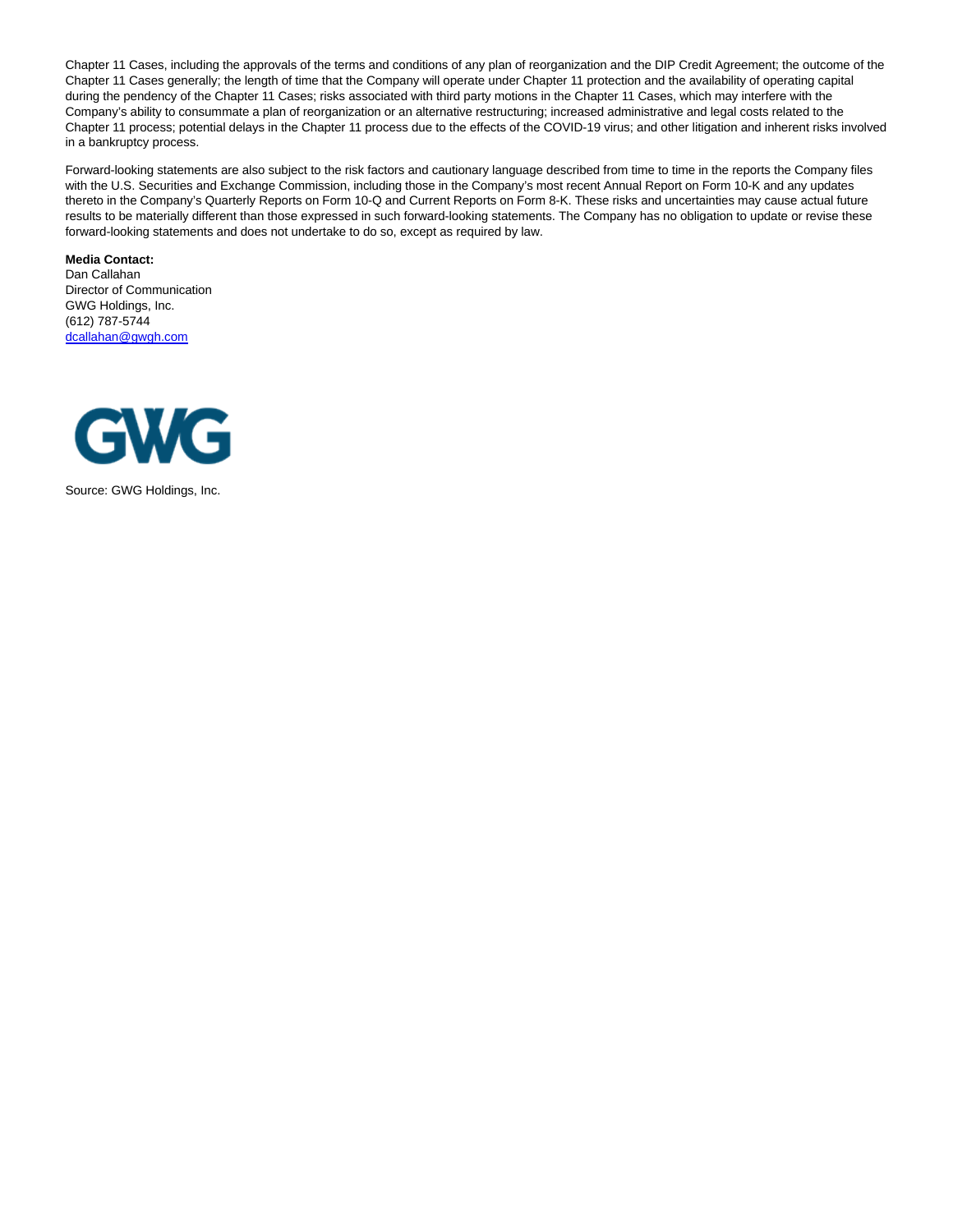Chapter 11 Cases, including the approvals of the terms and conditions of any plan of reorganization and the DIP Credit Agreement; the outcome of the Chapter 11 Cases generally; the length of time that the Company will operate under Chapter 11 protection and the availability of operating capital during the pendency of the Chapter 11 Cases; risks associated with third party motions in the Chapter 11 Cases, which may interfere with the Company's ability to consummate a plan of reorganization or an alternative restructuring; increased administrative and legal costs related to the Chapter 11 process; potential delays in the Chapter 11 process due to the effects of the COVID-19 virus; and other litigation and inherent risks involved in a bankruptcy process.

Forward-looking statements are also subject to the risk factors and cautionary language described from time to time in the reports the Company files with the U.S. Securities and Exchange Commission, including those in the Company's most recent Annual Report on Form 10-K and any updates thereto in the Company's Quarterly Reports on Form 10-Q and Current Reports on Form 8-K. These risks and uncertainties may cause actual future results to be materially different than those expressed in such forward-looking statements. The Company has no obligation to update or revise these forward-looking statements and does not undertake to do so, except as required by law.

**Media Contact:**
Dan Callahan
Director of Communication
GWG Holdings, Inc.
(612) 787-5744
dcallahan@gwgh.com

GWG

Source: GWG Holdings, Inc.